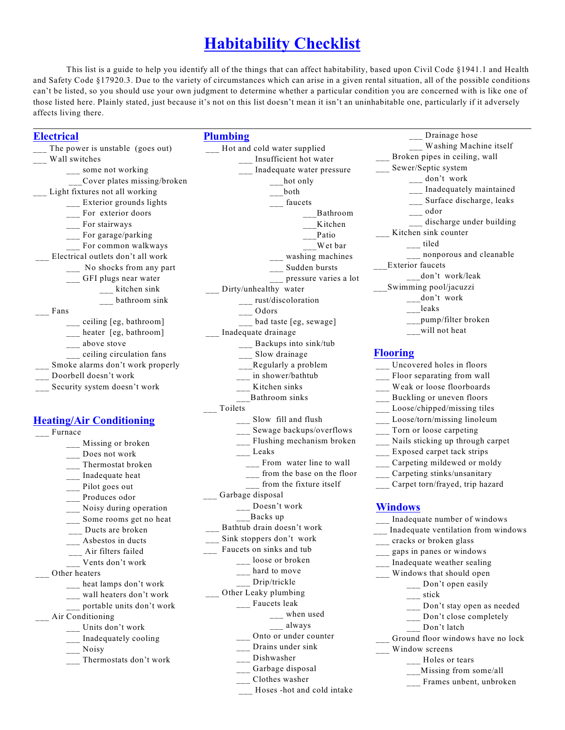# Habitability Checklist

This list is a guide to help you identify all of the things that can affect habitability, based upon Civil Code §1941.1 and Health and Safety Code §17920.3. Due to the variety of circumstances which can arise in a given rental situation, all of the possible conditions can't be listed, so you should use your own judgment to determine whether a particular condition you are concerned with is like one of those listed here. Plainly stated, just because it's not on this list doesn't mean it isn't an uninhabitable one, particularly if it adversely affects living there.

---

## Electrical

- ___ The power is unstable (goes out)
- ___ Wall switches
  - ___ some not working
  - ___ Cover plates missing/broken
- ___ Light fixtures not all working
  - ___ Exterior grounds lights
  - ___ For exterior doors
  - ___ For stairways
  - ___ For garage/parking
  - ___ For common walkways
- ___ Electrical outlets don't all work
  - ___ No shocks from any part
  - ___ GFI plugs near water
    - ___ kitchen sink
    - ___ bathroom sink
- ___ Fans
  - ___ ceiling [eg, bathroom]
  - ___ heater [eg, bathroom]
  - ___ above stove
  - ___ ceiling circulation fans
- ___ Smoke alarms don't work properly
- ___ Doorbell doesn't work
- ___ Security system doesn't work

## Heating/Air Conditioning

- ___ Furnace
  - ___ Missing or broken
  - ___ Does not work
  - ___ Thermostat broken
  - ___ Inadequate heat
  - ___ Pilot goes out
  - ___ Produces odor
  - ___ Noisy during operation
  - ___ Some rooms get no heat
  - ___ Ducts are broken
  - ___ Asbestos in ducts
  - ___ Air filters failed
  - ___ Vents don't work
- ___ Other heaters
  - ___ heat lamps don't work
  - ___ wall heaters don't work
  - ___ portable units don't work
- ___ Air Conditioning
  - ___ Units don't work
  - ___ Inadequately cooling
  - ___ Noisy
  - ___ Thermostats don't work

## Plumbing

- ___ Hot and cold water supplied
  - ___ Insufficient hot water
  - ___ Inadequate water pressure
    - ___ hot only
    - ___ both
    - ___ faucets
      - ___ Bathroom
      - ___ Kitchen
      - ___ Patio
      - ___ Wet bar
    - ___ washing machines
    - ___ Sudden bursts
    - ___ pressure varies a lot
- ___ Dirty/unhealthy water
  - ___ rust/discoloration
  - ___ Odors
  - ___ bad taste [eg, sewage]
- ___ Inadequate drainage
  - ___ Backups into sink/tub
  - ___ Slow drainage
  - ___ Regularly a problem
  - ___ in shower/bathtub
  - ___ Kitchen sinks
  - ___ Bathroom sinks
- ___ Toilets
  - ___ Slow fill and flush
  - ___ Sewage backups/overflows
  - ___ Flushing mechanism broken
  - ___ Leaks
    - ___ From water line to wall
    - ___ from the base on the floor
    - ___ from the fixture itself
- ___ Garbage disposal
  - ___ Doesn't work
  - ___ Backs up
- ___ Bathtub drain doesn't work
- ___ Sink stoppers don't work
- ___ Faucets on sinks and tub
  - ___ loose or broken
  - ___ hard to move
  - ___ Drip/trickle
- ___ Other Leaky plumbing
  - ___ Faucets leak
    - ___ when used
    - ___ always
  - ___ Onto or under counter
  - ___ Drains under sink
  - ___ Dishwasher
  - ___ Garbage disposal
  - ___ Clothes washer
  - ___ Hoses -hot and cold intake
    - ___ Drainage hose
    - ___ Washing Machine itself
- ___ Broken pipes in ceiling, wall
- ___ Sewer/Septic system
  - ___ don't work
  - ___ Inadequately maintained
  - ___ Surface discharge, leaks
  - ___ odor
  - ___ discharge under building
- ___ Kitchen sink counter
  - ___ tiled
  - ___ nonporous and cleanable
- ___ Exterior faucets
  - ___ don't work/leak
- ___ Swimming pool/jacuzzi
  - ___ don't work
  - ___ leaks
  - ___ pump/filter broken
  - ___ will not heat

## Flooring

- ___ Uncovered holes in floors
- ___ Floor separating from wall
- ___ Weak or loose floorboards
- ___ Buckling or uneven floors
- ___ Loose/chipped/missing tiles
- ___ Loose/torn/missing linoleum
- ___ Torn or loose carpeting
- ___ Nails sticking up through carpet
- ___ Exposed carpet tack strips
- ___ Carpeting mildewed or moldy
- ___ Carpeting stinks/unsanitary
- ___ Carpet torn/frayed, trip hazard

## Windows

- ___ Inadequate number of windows
- ___ Inadequate ventilation from windows
- ___ cracks or broken glass
- ___ gaps in panes or windows
- ___ Inadequate weather sealing
- ___ Windows that should open
  - ___ Don't open easily
  - ___ stick
  - ___ Don't stay open as needed
  - ___ Don't close completely
  - ___ Don't latch
- ___ Ground floor windows have no lock
- ___ Window screens
  - ___ Holes or tears
  - ___ Missing from some/all
  - ___ Frames unbent, unbroken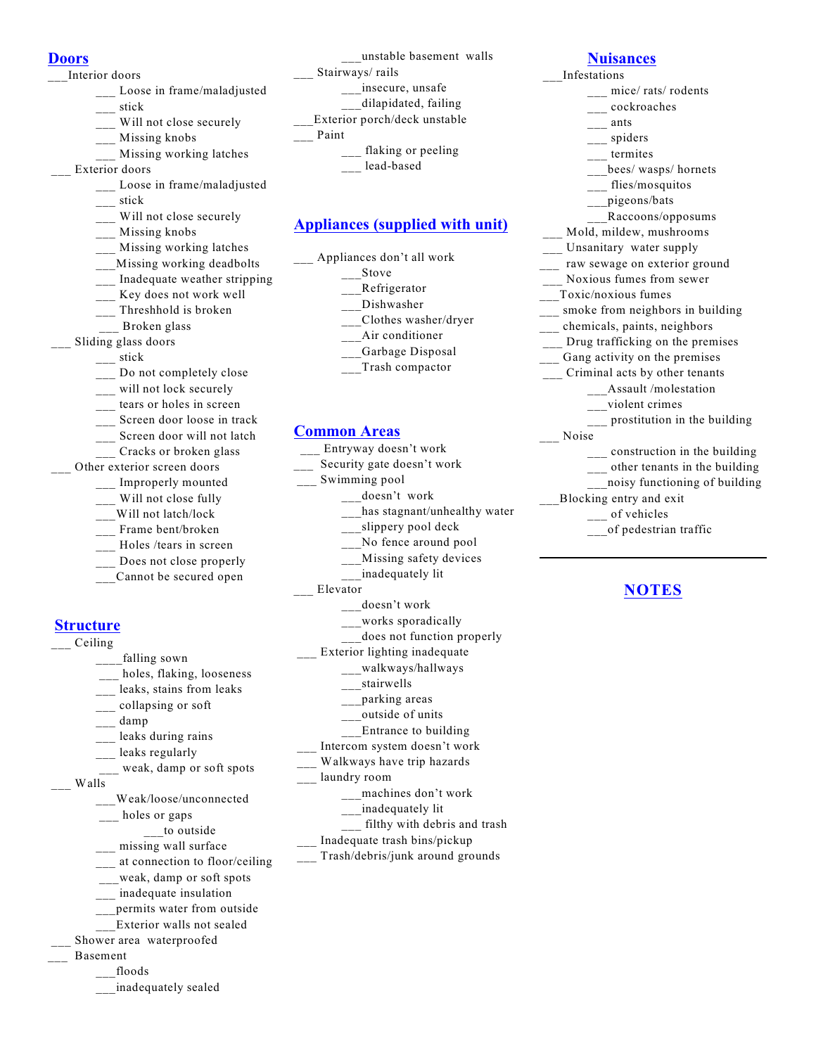## Doors

___Interior doors

- ___ Loose in frame/maladjusted
- ___ stick
- ___ Will not close securely
- ___ Missing knobs
- ___ Missing working latches

___ Exterior doors

- ___ Loose in frame/maladjusted
- ___ stick
- ___ Will not close securely
- ___ Missing knobs
- ___ Missing working latches
- ___Missing working deadbolts
- ___ Inadequate weather stripping
- ___ Key does not work well
- ___ Threshhold is broken
- ___ Broken glass

___ Sliding glass doors

- ___ stick
- ___ Do not completely close
- ___ will not lock securely
- ___ tears or holes in screen
- ___ Screen door loose in track
- ___ Screen door will not latch
- ___ Cracks or broken glass

___ Other exterior screen doors

- ___ Improperly mounted
- ___ Will not close fully
- ___Will not latch/lock
- ___ Frame bent/broken
- ___ Holes /tears in screen
- ___ Does not close properly
- ___Cannot be secured open

## Structure

___ Ceiling

- ____falling sown
- ___ holes, flaking, looseness
- ___ leaks, stains from leaks
- ___ collapsing or soft
- ___ damp
- ___ leaks during rains
- ___ leaks regularly
- ___ weak, damp or soft spots

___ Walls

- ___Weak/loose/unconnected
- ___ holes or gaps
  - ___to outside
- ___ missing wall surface
- ___ at connection to floor/ceiling
- ___weak, damp or soft spots
- ___ inadequate insulation
- ___permits water from outside
- ___Exterior walls not sealed

___ Shower area waterproofed

___ Basement

- ___floods
- ___inadequately sealed
- ___unstable basement walls

___ Stairways/ rails

- ___insecure, unsafe
- ___dilapidated, failing

___Exterior porch/deck unstable

___ Paint

- ___ flaking or peeling
- ___ lead-based

## Appliances (supplied with unit)

___ Appliances don't all work

- ___Stove
- ___Refrigerator
- ___Dishwasher
- ___Clothes washer/dryer
- ___Air conditioner
- ___Garbage Disposal
- ___Trash compactor

## Common Areas

___ Entryway doesn't work

___ Security gate doesn't work

___ Swimming pool

- ___doesn't work
- ___has stagnant/unhealthy water
- ___slippery pool deck
- ___No fence around pool
- ___Missing safety devices
- ___inadequately lit

___ Elevator

- ___doesn't work
- ___works sporadically
- ___does not function properly

___ Exterior lighting inadequate

- ___walkways/hallways
- ___stairwells
- ___parking areas
- ___outside of units
- ___Entrance to building

___ Intercom system doesn't work

___ Walkways have trip hazards

___ laundry room

- ___machines don't work
- ___inadequately lit
- ___ filthy with debris and trash

___ Inadequate trash bins/pickup

___ Trash/debris/junk around grounds

## Nuisances

___Infestations

- ___ mice/ rats/ rodents
- ___ cockroaches
- ___ ants
- ___ spiders
- ___ termites
- ___bees/ wasps/ hornets
- ___ flies/mosquitos
- ___pigeons/bats
- ___Raccoons/opposums

___ Mold, mildew, mushrooms

___ Unsanitary water supply

___ raw sewage on exterior ground

___ Noxious fumes from sewer

___Toxic/noxious fumes

___ smoke from neighbors in building

___ chemicals, paints, neighbors

___ Drug trafficking on the premises

___ Gang activity on the premises

___ Criminal acts by other tenants

- ___Assault /molestation
- ___violent crimes
- ___ prostitution in the building

___ Noise

- ___ construction in the building
- ___ other tenants in the building
- ___noisy functioning of building

___Blocking entry and exit

- ___ of vehicles
- ___of pedestrian traffic

---

## NOTES